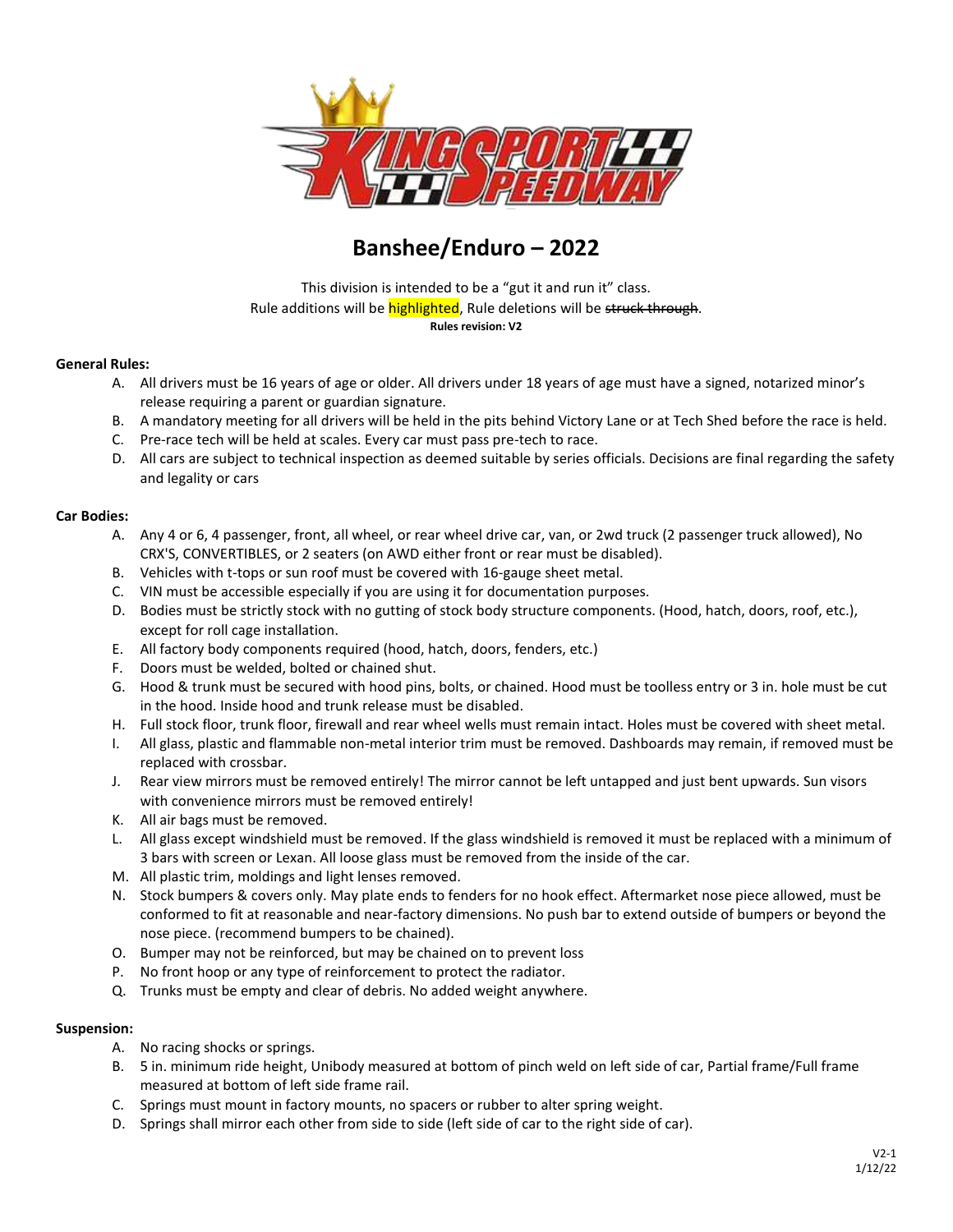# Banshee/Enduro – 2022

This division is intended to be a "gut it and run it" class.
Rule additions will be highlighted, Rule deletions will be ~~struck through~~.
**Rules revision: V2**

**General Rules:**

A. All drivers must be 16 years of age or older. All drivers under 18 years of age must have a signed, notarized minor's release requiring a parent or guardian signature.
B. A mandatory meeting for all drivers will be held in the pits behind Victory Lane or at Tech Shed before the race is held.
C. Pre-race tech will be held at scales. Every car must pass pre-tech to race.
D. All cars are subject to technical inspection as deemed suitable by series officials. Decisions are final regarding the safety and legality or cars

**Car Bodies:**

A. Any 4 or 6, 4 passenger, front, all wheel, or rear wheel drive car, van, or 2wd truck (2 passenger truck allowed), No CRX'S, CONVERTIBLES, or 2 seaters (on AWD either front or rear must be disabled).
B. Vehicles with t-tops or sun roof must be covered with 16-gauge sheet metal.
C. VIN must be accessible especially if you are using it for documentation purposes.
D. Bodies must be strictly stock with no gutting of stock body structure components. (Hood, hatch, doors, roof, etc.), except for roll cage installation.
E. All factory body components required (hood, hatch, doors, fenders, etc.)
F. Doors must be welded, bolted or chained shut.
G. Hood & trunk must be secured with hood pins, bolts, or chained. Hood must be toolless entry or 3 in. hole must be cut in the hood. Inside hood and trunk release must be disabled.
H. Full stock floor, trunk floor, firewall and rear wheel wells must remain intact. Holes must be covered with sheet metal.
I. All glass, plastic and flammable non-metal interior trim must be removed. Dashboards may remain, if removed must be replaced with crossbar.
J. Rear view mirrors must be removed entirely! The mirror cannot be left untapped and just bent upwards. Sun visors with convenience mirrors must be removed entirely!
K. All air bags must be removed.
L. All glass except windshield must be removed. If the glass windshield is removed it must be replaced with a minimum of 3 bars with screen or Lexan. All loose glass must be removed from the inside of the car.
M. All plastic trim, moldings and light lenses removed.
N. Stock bumpers & covers only. May plate ends to fenders for no hook effect. Aftermarket nose piece allowed, must be conformed to fit at reasonable and near-factory dimensions. No push bar to extend outside of bumpers or beyond the nose piece. (recommend bumpers to be chained).
O. Bumper may not be reinforced, but may be chained on to prevent loss
P. No front hoop or any type of reinforcement to protect the radiator.
Q. Trunks must be empty and clear of debris. No added weight anywhere.

**Suspension:**

A. No racing shocks or springs.
B. 5 in. minimum ride height, Unibody measured at bottom of pinch weld on left side of car, Partial frame/Full frame measured at bottom of left side frame rail.
C. Springs must mount in factory mounts, no spacers or rubber to alter spring weight.
D. Springs shall mirror each other from side to side (left side of car to the right side of car).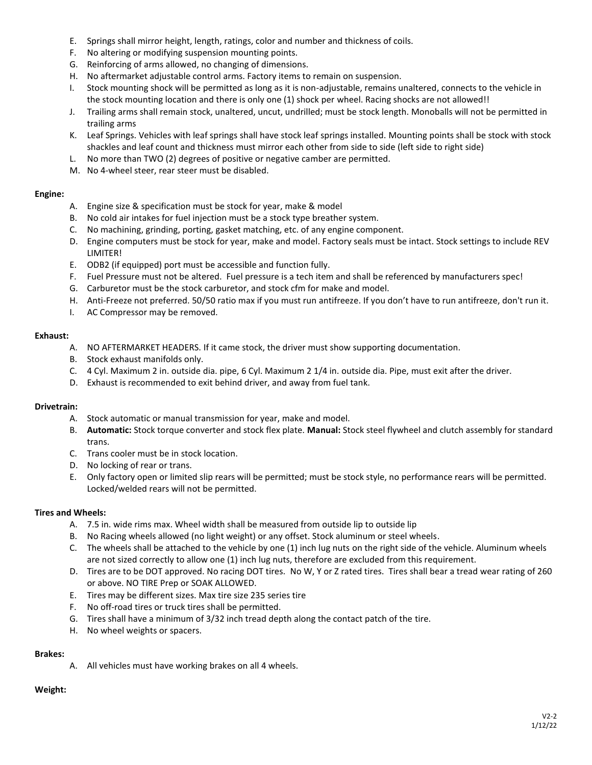E. Springs shall mirror height, length, ratings, color and number and thickness of coils.
F. No altering or modifying suspension mounting points.
G. Reinforcing of arms allowed, no changing of dimensions.
H. No aftermarket adjustable control arms. Factory items to remain on suspension.
I. Stock mounting shock will be permitted as long as it is non-adjustable, remains unaltered, connects to the vehicle in the stock mounting location and there is only one (1) shock per wheel. Racing shocks are not allowed!!
J. Trailing arms shall remain stock, unaltered, uncut, undrilled; must be stock length. Monoballs will not be permitted in trailing arms
K. Leaf Springs. Vehicles with leaf springs shall have stock leaf springs installed. Mounting points shall be stock with stock shackles and leaf count and thickness must mirror each other from side to side (left side to right side)
L. No more than TWO (2) degrees of positive or negative camber are permitted.
M. No 4-wheel steer, rear steer must be disabled.

**Engine:**

A. Engine size & specification must be stock for year, make & model
B. No cold air intakes for fuel injection must be a stock type breather system.
C. No machining, grinding, porting, gasket matching, etc. of any engine component.
D. Engine computers must be stock for year, make and model. Factory seals must be intact. Stock settings to include REV LIMITER!
E. ODB2 (if equipped) port must be accessible and function fully.
F. Fuel Pressure must not be altered. Fuel pressure is a tech item and shall be referenced by manufacturers spec!
G. Carburetor must be the stock carburetor, and stock cfm for make and model.
H. Anti-Freeze not preferred. 50/50 ratio max if you must run antifreeze. If you don't have to run antifreeze, don't run it.
I. AC Compressor may be removed.

**Exhaust:**

A. NO AFTERMARKET HEADERS. If it came stock, the driver must show supporting documentation.
B. Stock exhaust manifolds only.
C. 4 Cyl. Maximum 2 in. outside dia. pipe, 6 Cyl. Maximum 2 1/4 in. outside dia. Pipe, must exit after the driver.
D. Exhaust is recommended to exit behind driver, and away from fuel tank.

**Drivetrain:**

A. Stock automatic or manual transmission for year, make and model.
B. **Automatic:** Stock torque converter and stock flex plate. **Manual:** Stock steel flywheel and clutch assembly for standard trans.
C. Trans cooler must be in stock location.
D. No locking of rear or trans.
E. Only factory open or limited slip rears will be permitted; must be stock style, no performance rears will be permitted. Locked/welded rears will not be permitted.

**Tires and Wheels:**

A. 7.5 in. wide rims max. Wheel width shall be measured from outside lip to outside lip
B. No Racing wheels allowed (no light weight) or any offset. Stock aluminum or steel wheels.
C. The wheels shall be attached to the vehicle by one (1) inch lug nuts on the right side of the vehicle. Aluminum wheels are not sized correctly to allow one (1) inch lug nuts, therefore are excluded from this requirement.
D. Tires are to be DOT approved. No racing DOT tires. No W, Y or Z rated tires. Tires shall bear a tread wear rating of 260 or above. NO TIRE Prep or SOAK ALLOWED.
E. Tires may be different sizes. Max tire size 235 series tire
F. No off-road tires or truck tires shall be permitted.
G. Tires shall have a minimum of 3/32 inch tread depth along the contact patch of the tire.
H. No wheel weights or spacers.

**Brakes:**

A. All vehicles must have working brakes on all 4 wheels.

**Weight:**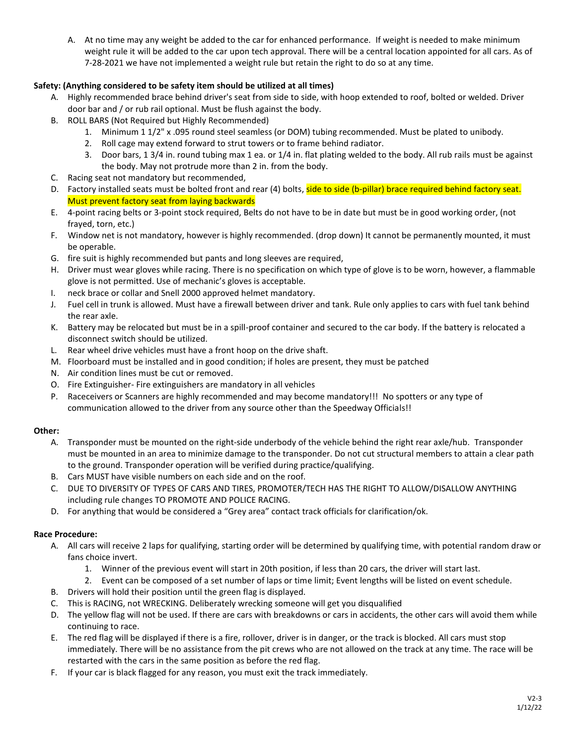A. At no time may any weight be added to the car for enhanced performance. If weight is needed to make minimum weight rule it will be added to the car upon tech approval. There will be a central location appointed for all cars. As of 7-28-2021 we have not implemented a weight rule but retain the right to do so at any time.

**Safety: (Anything considered to be safety item should be utilized at all times)**

A. Highly recommended brace behind driver's seat from side to side, with hoop extended to roof, bolted or welded. Driver door bar and / or rub rail optional. Must be flush against the body.
B. ROLL BARS (Not Required but Highly Recommended)
   1. Minimum 1 1/2" x .095 round steel seamless (or DOM) tubing recommended. Must be plated to unibody.
   2. Roll cage may extend forward to strut towers or to frame behind radiator.
   3. Door bars, 1 3/4 in. round tubing max 1 ea. or 1/4 in. flat plating welded to the body. All rub rails must be against the body. May not protrude more than 2 in. from the body.
C. Racing seat not mandatory but recommended,
D. Factory installed seats must be bolted front and rear (4) bolts, side to side (b-pillar) brace required behind factory seat. Must prevent factory seat from laying backwards
E. 4-point racing belts or 3-point stock required, Belts do not have to be in date but must be in good working order, (not frayed, torn, etc.)
F. Window net is not mandatory, however is highly recommended. (drop down) It cannot be permanently mounted, it must be operable.
G. fire suit is highly recommended but pants and long sleeves are required,
H. Driver must wear gloves while racing. There is no specification on which type of glove is to be worn, however, a flammable glove is not permitted. Use of mechanic's gloves is acceptable.
I. neck brace or collar and Snell 2000 approved helmet mandatory.
J. Fuel cell in trunk is allowed. Must have a firewall between driver and tank. Rule only applies to cars with fuel tank behind the rear axle.
K. Battery may be relocated but must be in a spill-proof container and secured to the car body. If the battery is relocated a disconnect switch should be utilized.
L. Rear wheel drive vehicles must have a front hoop on the drive shaft.
M. Floorboard must be installed and in good condition; if holes are present, they must be patched
N. Air condition lines must be cut or removed.
O. Fire Extinguisher- Fire extinguishers are mandatory in all vehicles
P. Raceceivers or Scanners are highly recommended and may become mandatory!!! No spotters or any type of communication allowed to the driver from any source other than the Speedway Officials!!

**Other:**

A. Transponder must be mounted on the right-side underbody of the vehicle behind the right rear axle/hub. Transponder must be mounted in an area to minimize damage to the transponder. Do not cut structural members to attain a clear path to the ground. Transponder operation will be verified during practice/qualifying.
B. Cars MUST have visible numbers on each side and on the roof.
C. DUE TO DIVERSITY OF TYPES OF CARS AND TIRES, PROMOTER/TECH HAS THE RIGHT TO ALLOW/DISALLOW ANYTHING including rule changes TO PROMOTE AND POLICE RACING.
D. For anything that would be considered a "Grey area" contact track officials for clarification/ok.

**Race Procedure:**

A. All cars will receive 2 laps for qualifying, starting order will be determined by qualifying time, with potential random draw or fans choice invert.
   1. Winner of the previous event will start in 20th position, if less than 20 cars, the driver will start last.
   2. Event can be composed of a set number of laps or time limit; Event lengths will be listed on event schedule.
B. Drivers will hold their position until the green flag is displayed.
C. This is RACING, not WRECKING. Deliberately wrecking someone will get you disqualified
D. The yellow flag will not be used. If there are cars with breakdowns or cars in accidents, the other cars will avoid them while continuing to race.
E. The red flag will be displayed if there is a fire, rollover, driver is in danger, or the track is blocked. All cars must stop immediately. There will be no assistance from the pit crews who are not allowed on the track at any time. The race will be restarted with the cars in the same position as before the red flag.
F. If your car is black flagged for any reason, you must exit the track immediately.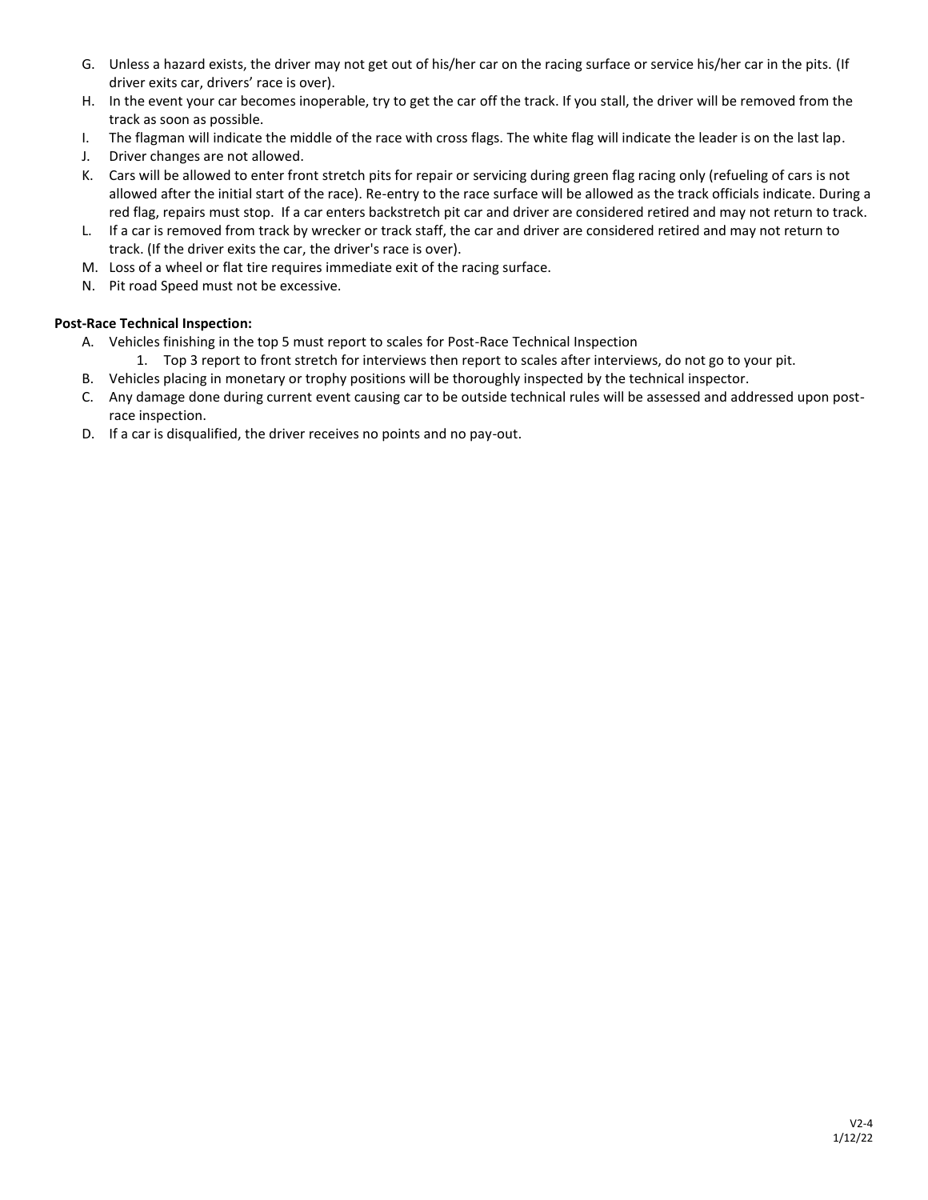G. Unless a hazard exists, the driver may not get out of his/her car on the racing surface or service his/her car in the pits. (If driver exits car, drivers' race is over).
H. In the event your car becomes inoperable, try to get the car off the track. If you stall, the driver will be removed from the track as soon as possible.
I. The flagman will indicate the middle of the race with cross flags. The white flag will indicate the leader is on the last lap.
J. Driver changes are not allowed.
K. Cars will be allowed to enter front stretch pits for repair or servicing during green flag racing only (refueling of cars is not allowed after the initial start of the race). Re-entry to the race surface will be allowed as the track officials indicate. During a red flag, repairs must stop. If a car enters backstretch pit car and driver are considered retired and may not return to track.
L. If a car is removed from track by wrecker or track staff, the car and driver are considered retired and may not return to track. (If the driver exits the car, the driver's race is over).
M. Loss of a wheel or flat tire requires immediate exit of the racing surface.
N. Pit road Speed must not be excessive.

**Post-Race Technical Inspection:**

A. Vehicles finishing in the top 5 must report to scales for Post-Race Technical Inspection
    1. Top 3 report to front stretch for interviews then report to scales after interviews, do not go to your pit.
B. Vehicles placing in monetary or trophy positions will be thoroughly inspected by the technical inspector.
C. Any damage done during current event causing car to be outside technical rules will be assessed and addressed upon post-race inspection.
D. If a car is disqualified, the driver receives no points and no pay-out.

V2-4
1/12/22